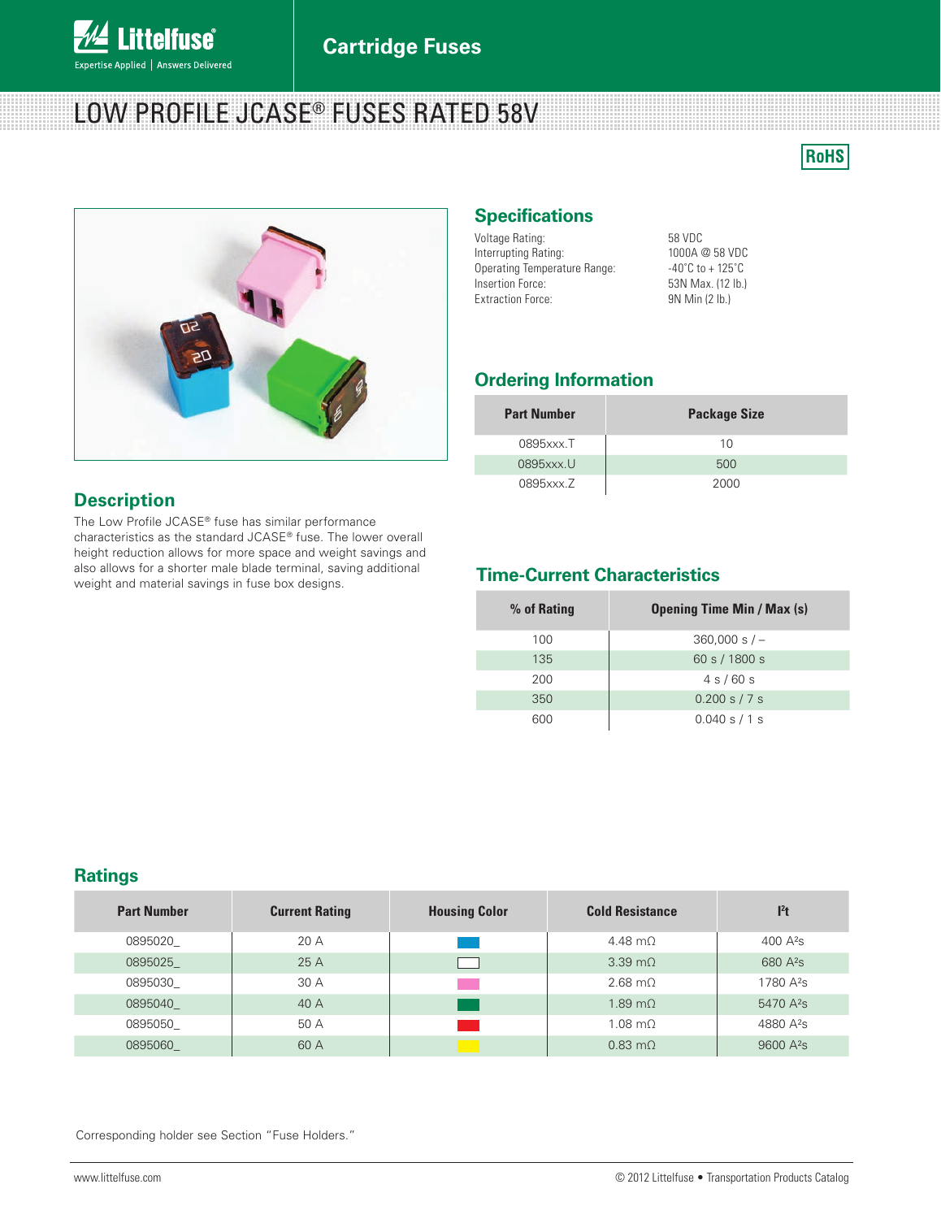# LOW PROFILE JCASE® FUSES RATED 58V

RoHS

## Specifications

Voltage Rating: 58 VDC
Interrupting Rating: 1000A @ 58 VDC
Operating Temperature Range: -40˚C to + 125˚C
Insertion Force: 53N Max. (12 lb.)
Extraction Force: 9N Min (2 lb.)

## Description

The Low Profile JCASE® fuse has similar performance characteristics as the standard JCASE® fuse. The lower overall height reduction allows for more space and weight savings and also allows for a shorter male blade terminal, saving additional weight and material savings in fuse box designs.

## Ordering Information

| Part Number | Package Size |
|---|---|
| 0895xxx.T | 10 |
| 0895xxx.U | 500 |
| 0895xxx.Z | 2000 |

## Time-Current Characteristics

| % of Rating | Opening Time Min / Max (s) |
|---|---|
| 100 | 360,000 s / – |
| 135 | 60 s / 1800 s |
| 200 | 4 s / 60 s |
| 350 | 0.200 s / 7 s |
| 600 | 0.040 s / 1 s |

## Ratings

| Part Number | Current Rating | Housing Color | Cold Resistance | $I^2t$ |
|---|---|---|---|---|
| 0895020_ | 20 A | | 4.48 mΩ | 400 $A^2s$ |
| 0895025_ | 25 A | | 3.39 mΩ | 680 $A^2s$ |
| 0895030_ | 30 A | | 2.68 mΩ | 1780 $A^2s$ |
| 0895040_ | 40 A | | 1.89 mΩ | 5470 $A^2s$ |
| 0895050_ | 50 A | | 1.08 mΩ | 4880 $A^2s$ |
| 0895060_ | 60 A | | 0.83 mΩ | 9600 $A^2s$ |

Corresponding holder see Section "Fuse Holders."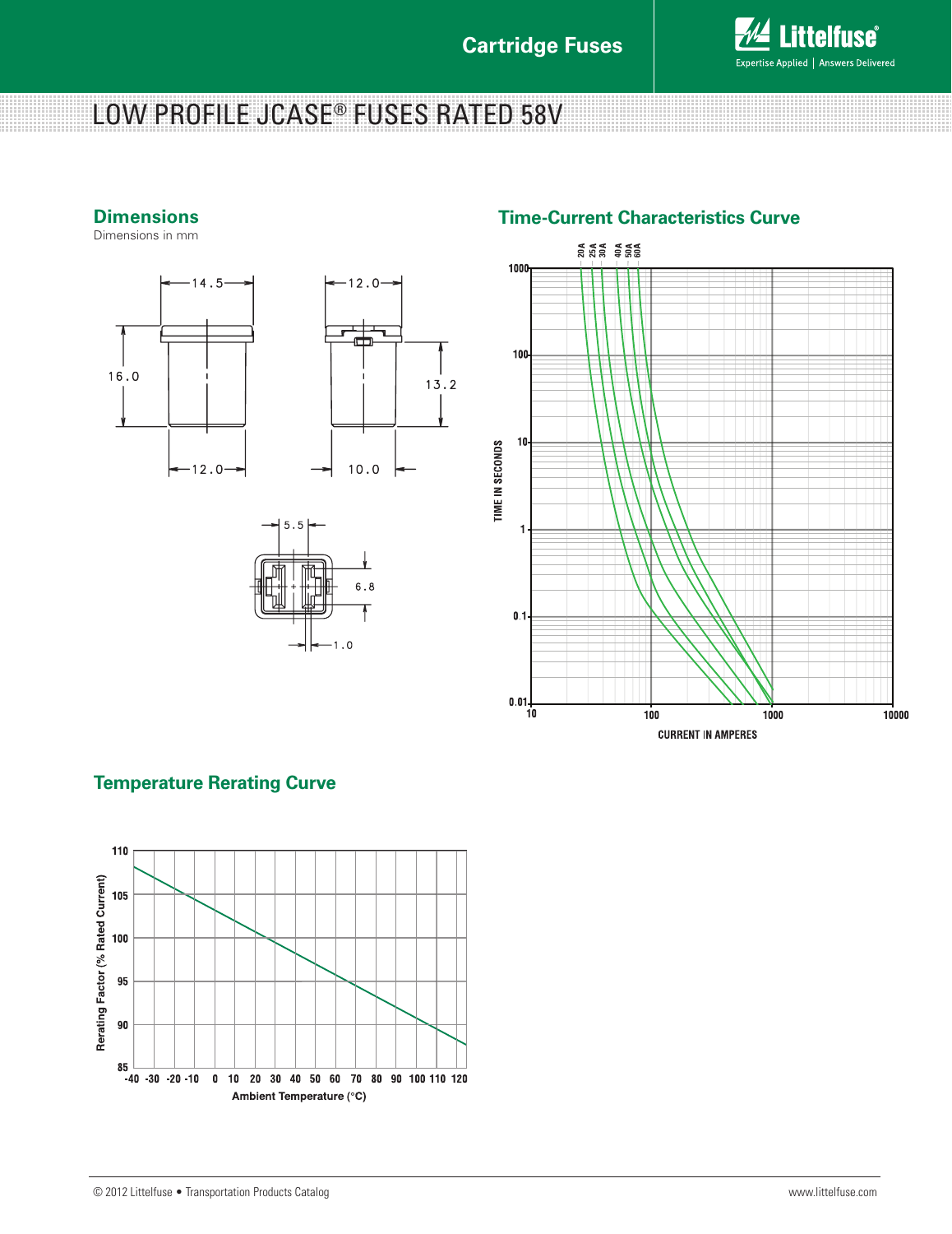Cartridge Fuses

# LOW PROFILE JCASE® FUSES RATED 58V

## Dimensions

Dimensions in mm

14.5
12.0
16.0
12.0
13.2
10.0
5.5
6.8
1.0

## Time-Current Characteristics Curve

20A
25A
30A
40A
50A
60A

TIME IN SECONDS

1000
100
10
1
0.1
0.01

10
100
1000
10000

CURRENT IN AMPERES

## Temperature Rerating Curve

Rerating Factor (% Rated Current)

110
105
100
95
90
85

-40 -30 -20 -10 0 10 20 30 40 50 60 70 80 90 100 110 120

Ambient Temperature (°C)

© 2012 Littelfuse • Transportation Products Catalog

www.littelfuse.com